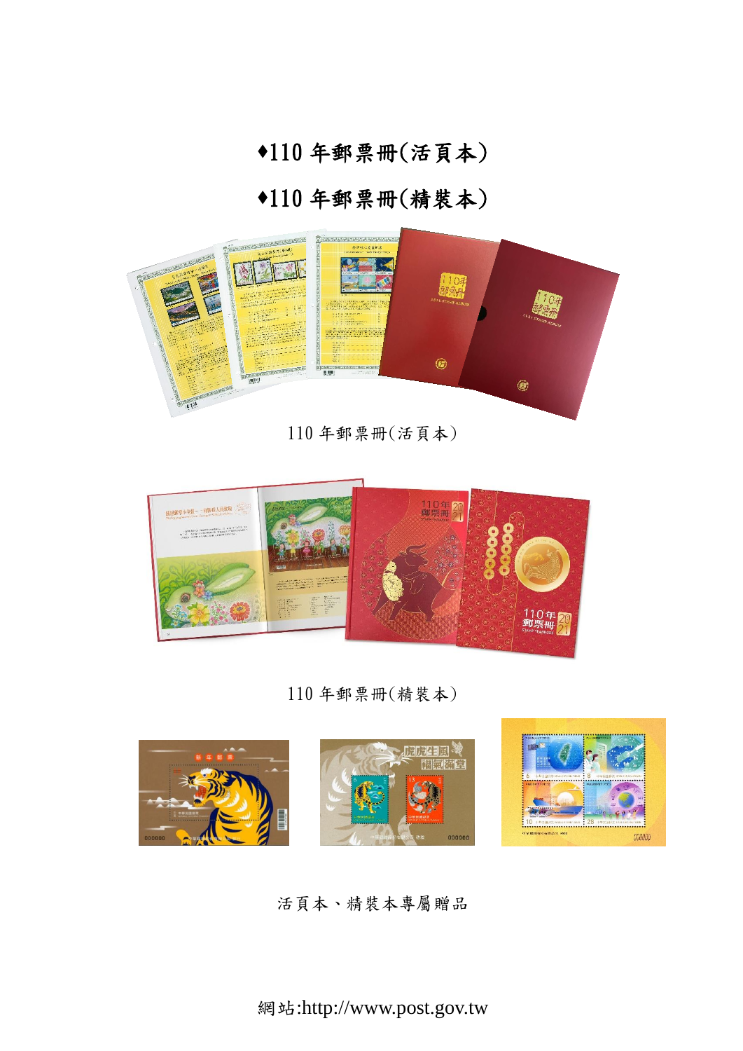♦110 年郵票冊(活頁本)

♦110 年郵票冊(精裝本)

110 年郵票冊(活頁本)

110 年郵票冊(精裝本)

活頁本、精裝本專屬贈品

網站:http://www.post.gov.tw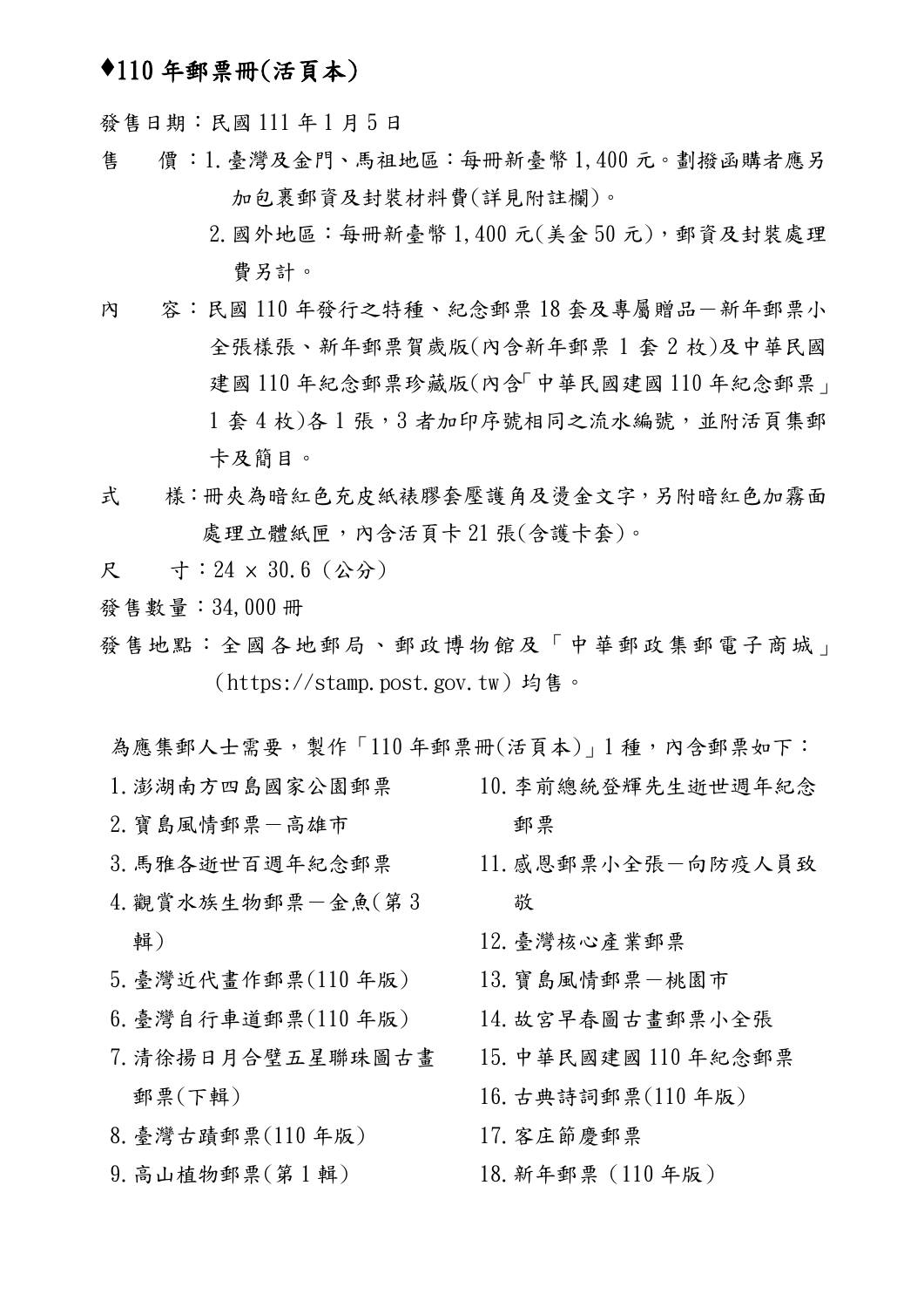## ♦110 年郵票冊(活頁本)

發售日期：民國 111 年 1 月 5 日

售　　價：1.臺灣及金門、馬祖地區：每冊新臺幣 1,400 元。劃撥函購者應另加包裹郵資及封裝材料費(詳見附註欄)。

　　　　　2.國外地區：每冊新臺幣 1,400 元(美金 50 元)，郵資及封裝處理費另計。

內　　容：民國 110 年發行之特種、紀念郵票 18 套及專屬贈品－新年郵票小全張樣張、新年郵票賀歲版(內含新年郵票 1 套 2 枚)及中華民國建國 110 年紀念郵票珍藏版(內含「中華民國建國 110 年紀念郵票」1 套 4 枚)各 1 張，3 者加印序號相同之流水編號，並附活頁集郵卡及簡目。

式　　樣：冊夾為暗紅色充皮紙裱膠套壓護角及燙金文字，另附暗紅色加霧面處理立體紙匣，內含活頁卡 21 張(含護卡套)。

尺　　寸：24 × 30.6（公分）

發售數量：34,000 冊

發售地點：全國各地郵局、郵政博物館及「中華郵政集郵電子商城」(https://stamp.post.gov.tw）均售。

為應集郵人士需要，製作「110 年郵票冊(活頁本)」1 種，內含郵票如下：

1. 澎湖南方四島國家公園郵票
2. 寶島風情郵票－高雄市
3. 馬雅各逝世百週年紀念郵票
4. 觀賞水族生物郵票－金魚(第 3 輯)
5. 臺灣近代畫作郵票(110 年版)
6. 臺灣自行車道郵票(110 年版)
7. 清徐揚日月合璧五星聯珠圖古畫郵票(下輯)
8. 臺灣古蹟郵票(110 年版)
9. 高山植物郵票(第 1 輯)
10. 李前總統登輝先生逝世週年紀念郵票
11. 感恩郵票小全張－向防疫人員致敬
12. 臺灣核心產業郵票
13. 寶島風情郵票－桃園市
14. 故宮早春圖古畫郵票小全張
15. 中華民國建國 110 年紀念郵票
16. 古典詩詞郵票(110 年版)
17. 客庄節慶郵票
18. 新年郵票（110 年版）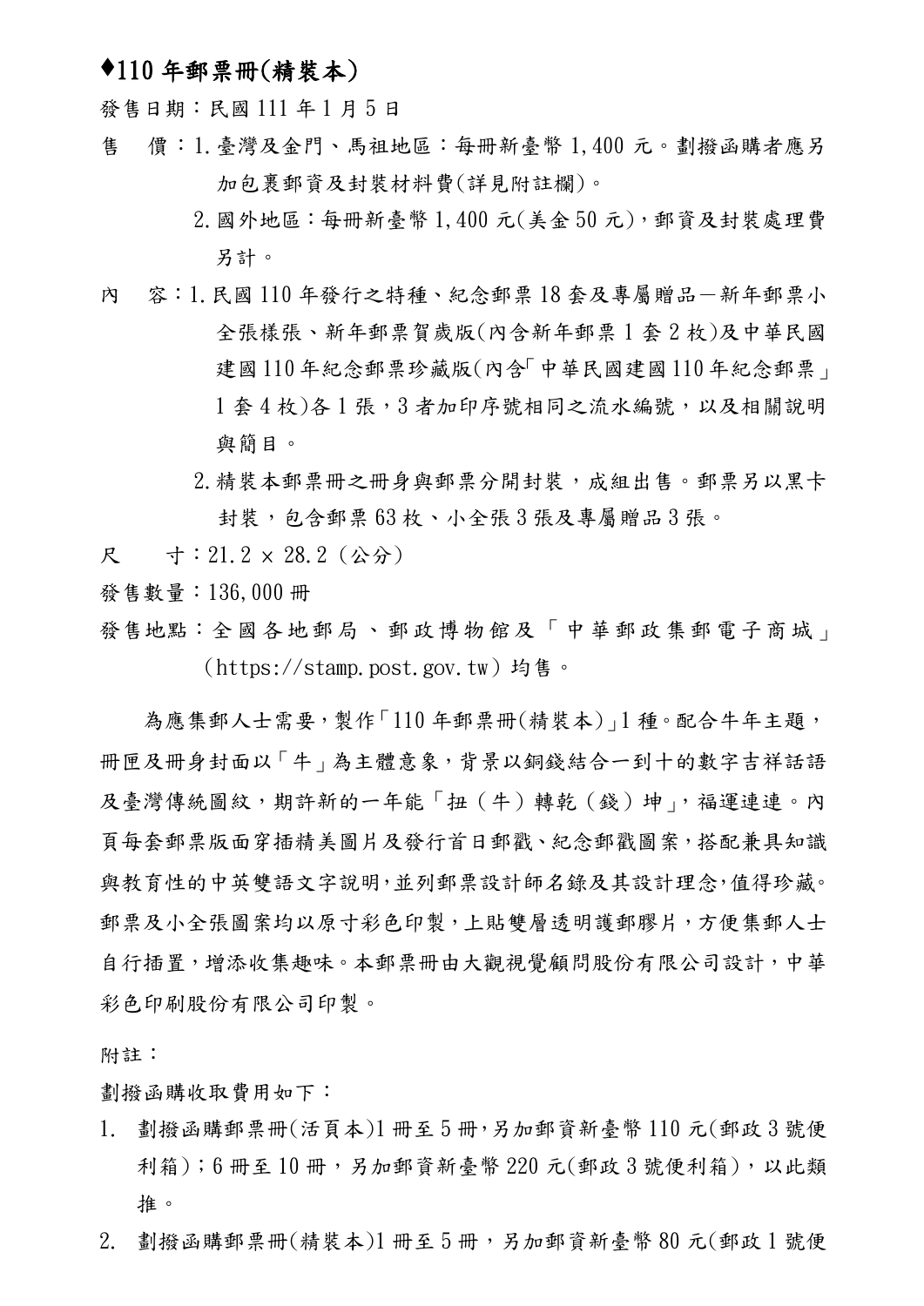## ♦110 年郵票冊(精裝本)

發售日期：民國 111 年 1 月 5 日

售　價：1. 臺灣及金門、馬祖地區：每冊新臺幣 1,400 元。劃撥函購者應另加包裹郵資及封裝材料費(詳見附註欄)。

2. 國外地區：每冊新臺幣 1,400 元(美金 50 元)，郵資及封裝處理費另計。

內　容：1. 民國 110 年發行之特種、紀念郵票 18 套及專屬贈品－新年郵票小全張樣張、新年郵票賀歲版(內含新年郵票 1 套 2 枚)及中華民國建國 110 年紀念郵票珍藏版(內含「中華民國建國 110 年紀念郵票」1 套 4 枚)各 1 張，3 者加印序號相同之流水編號，以及相關說明與簡目。

2. 精裝本郵票冊之冊身與郵票分開封裝，成組出售。郵票另以黑卡封裝，包含郵票 63 枚、小全張 3 張及專屬贈品 3 張。

尺　寸：21.2 × 28.2 (公分)

發售數量：136,000 冊

發售地點：全國各地郵局、郵政博物館及「中華郵政集郵電子商城」(https://stamp.post.gov.tw) 均售。

為應集郵人士需要，製作「110 年郵票冊(精裝本)」1 種。配合牛年主題，冊匣及冊身封面以「牛」為主體意象，背景以銅錢結合一到十的數字吉祥話語及臺灣傳統圖紋，期許新的一年能「扭（牛）轉乾（錢）坤」，福運連連。內頁每套郵票版面穿插精美圖片及發行首日郵戳、紀念郵戳圖案，搭配兼具知識與教育性的中英雙語文字說明，並列郵票設計師名錄及其設計理念，值得珍藏。郵票及小全張圖案均以原寸彩色印製，上貼雙層透明護郵膠片，方便集郵人士自行插置，增添收集趣味。本郵票冊由大觀視覺顧問股份有限公司設計，中華彩色印刷股份有限公司印製。

附註：

劃撥函購收取費用如下：

1. 劃撥函購郵票冊(活頁本)1 冊至 5 冊，另加郵資新臺幣 110 元(郵政 3 號便利箱)；6 冊至 10 冊，另加郵資新臺幣 220 元(郵政 3 號便利箱)，以此類推。
2. 劃撥函購郵票冊(精裝本)1 冊至 5 冊，另加郵資新臺幣 80 元(郵政 1 號便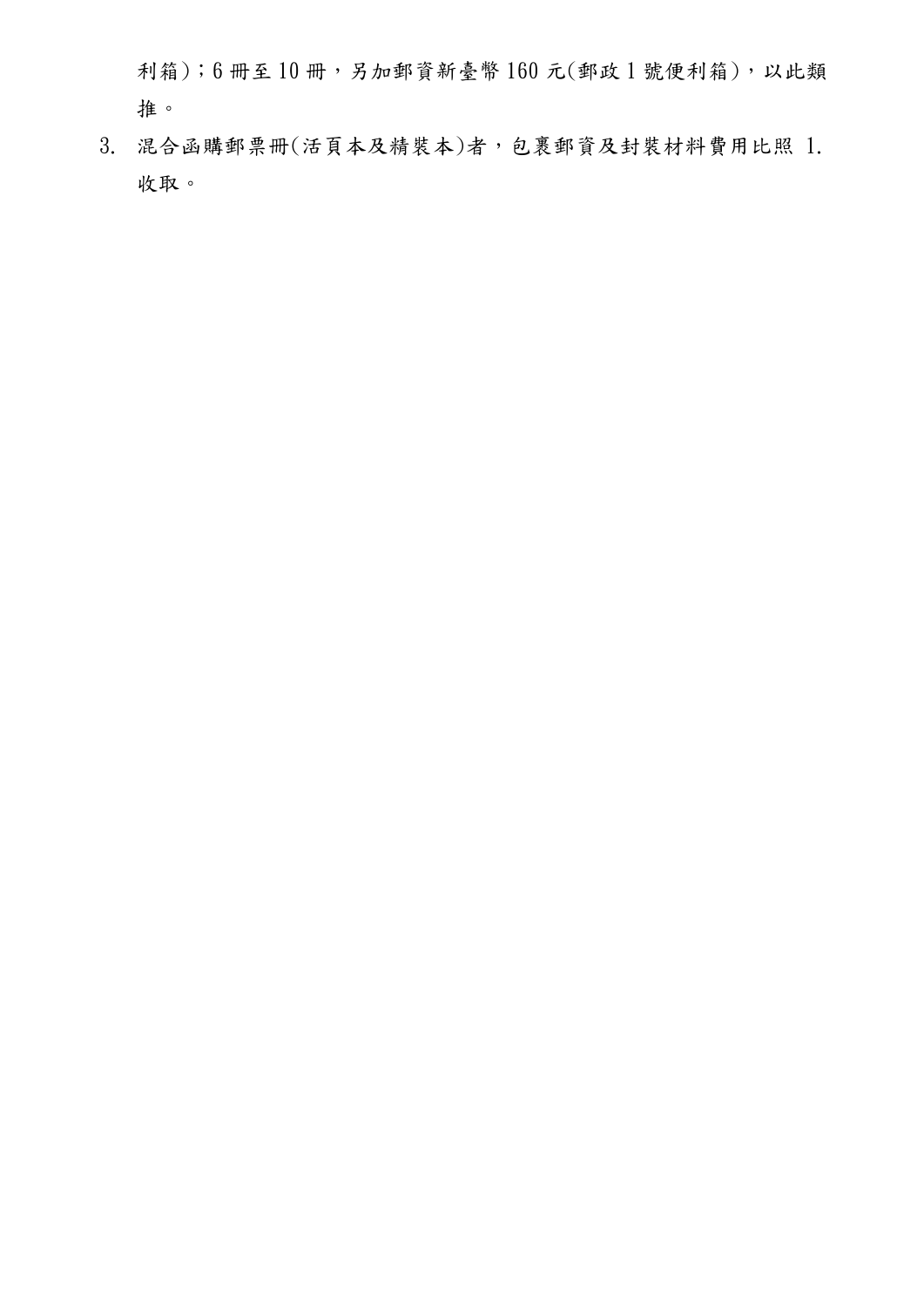利箱)；6 冊至 10 冊，另加郵資新臺幣 160 元(郵政 1 號便利箱)，以此類推。

3. 混合函購郵票冊(活頁本及精裝本)者，包裹郵資及封裝材料費用比照 1. 收取。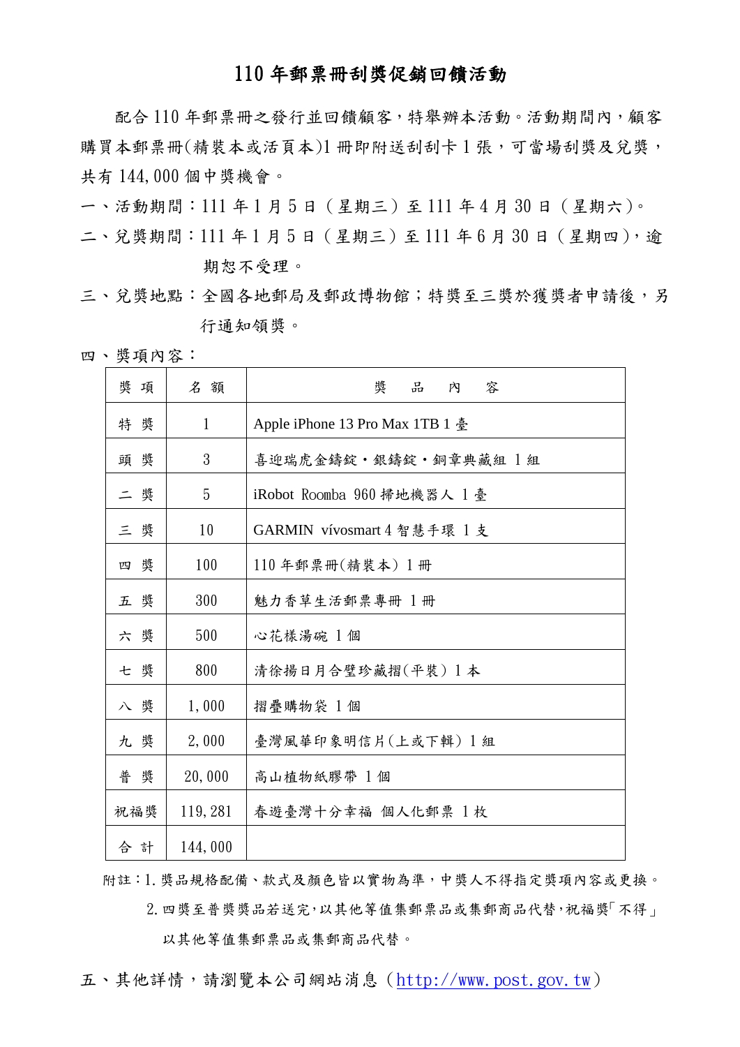# 110 年郵票冊刮獎促銷回饋活動

配合 110 年郵票冊之發行並回饋顧客，特舉辦本活動。活動期間內，顧客購買本郵票冊(精裝本或活頁本)1 冊即附送刮刮卡 1 張，可當場刮獎及兌獎，共有 144,000 個中獎機會。

一、活動期間：111 年 1 月 5 日（星期三）至 111 年 4 月 30 日（星期六)。

二、兌獎期間：111 年 1 月 5 日（星期三）至 111 年 6 月 30 日（星期四)，逾期恕不受理。

三、兌獎地點：全國各地郵局及郵政博物館；特獎至三獎於獲獎者申請後，另行通知領獎。

四、獎項內容：

| 獎 項 | 名 額 | 獎 品 內 容 |
|---|---|---|
| 特 獎 | 1 | Apple iPhone 13 Pro Max 1TB 1 臺 |
| 頭 獎 | 3 | 喜迎瑞虎金鑄錠‧銀鑄錠‧銅章典藏組 1 組 |
| 二 獎 | 5 | iRobot Roomba 960 掃地機器人 1 臺 |
| 三 獎 | 10 | GARMIN vívosmart 4 智慧手環 1 支 |
| 四 獎 | 100 | 110 年郵票冊(精裝本) 1 冊 |
| 五 獎 | 300 | 魅力香草生活郵票專冊 1 冊 |
| 六 獎 | 500 | 心花樣湯碗 1 個 |
| 七 獎 | 800 | 清徐揚日月合璧珍藏摺(平裝) 1 本 |
| 八 獎 | 1,000 | 摺疊購物袋 1 個 |
| 九 獎 | 2,000 | 臺灣風華印象明信片(上或下輯) 1 組 |
| 普 獎 | 20,000 | 高山植物紙膠帶 1 個 |
| 祝福獎 | 119,281 | 春遊臺灣十分幸福 個人化郵票 1 枚 |
| 合 計 | 144,000 | |

附註：1. 獎品規格配備、款式及顏色皆以實物為準，中獎人不得指定獎項內容或更換。

2. 四獎至普獎獎品若送完，以其他等值集郵票品或集郵商品代替，祝福獎「不得」以其他等值集郵票品或集郵商品代替。

五、其他詳情，請瀏覽本公司網站消息（http://www.post.gov.tw）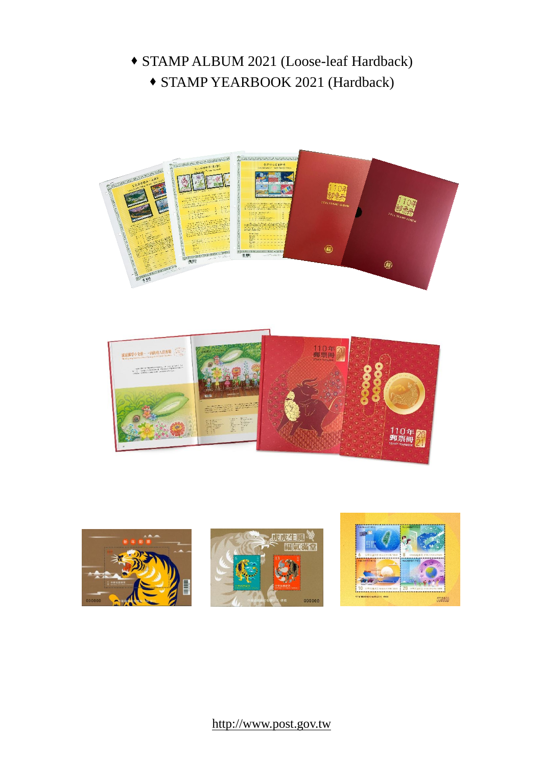♦ STAMP ALBUM 2021 (Loose-leaf Hardback)

♦ STAMP YEARBOOK 2021 (Hardback)

http://www.post.gov.tw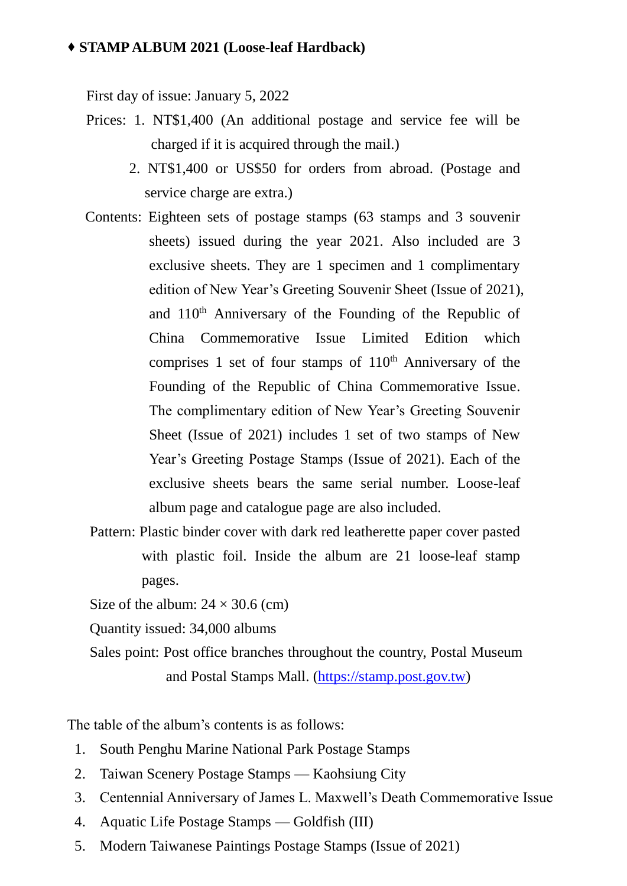♦ **STAMP ALBUM 2021 (Loose-leaf Hardback)**

First day of issue: January 5, 2022

Prices: 1. NT$1,400 (An additional postage and service fee will be charged if it is acquired through the mail.)

2. NT$1,400 or US$50 for orders from abroad. (Postage and service charge are extra.)

Contents: Eighteen sets of postage stamps (63 stamps and 3 souvenir sheets) issued during the year 2021. Also included are 3 exclusive sheets. They are 1 specimen and 1 complimentary edition of New Year's Greeting Souvenir Sheet (Issue of 2021), and 110th Anniversary of the Founding of the Republic of China Commemorative Issue Limited Edition which comprises 1 set of four stamps of 110th Anniversary of the Founding of the Republic of China Commemorative Issue. The complimentary edition of New Year's Greeting Souvenir Sheet (Issue of 2021) includes 1 set of two stamps of New Year's Greeting Postage Stamps (Issue of 2021). Each of the exclusive sheets bears the same serial number. Loose-leaf album page and catalogue page are also included.

Pattern: Plastic binder cover with dark red leatherette paper cover pasted with plastic foil. Inside the album are 21 loose-leaf stamp pages.

Size of the album: 24 × 30.6 (cm)

Quantity issued: 34,000 albums

Sales point: Post office branches throughout the country, Postal Museum and Postal Stamps Mall. (https://stamp.post.gov.tw)

The table of the album's contents is as follows:

1. South Penghu Marine National Park Postage Stamps
2. Taiwan Scenery Postage Stamps — Kaohsiung City
3. Centennial Anniversary of James L. Maxwell's Death Commemorative Issue
4. Aquatic Life Postage Stamps — Goldfish (III)
5. Modern Taiwanese Paintings Postage Stamps (Issue of 2021)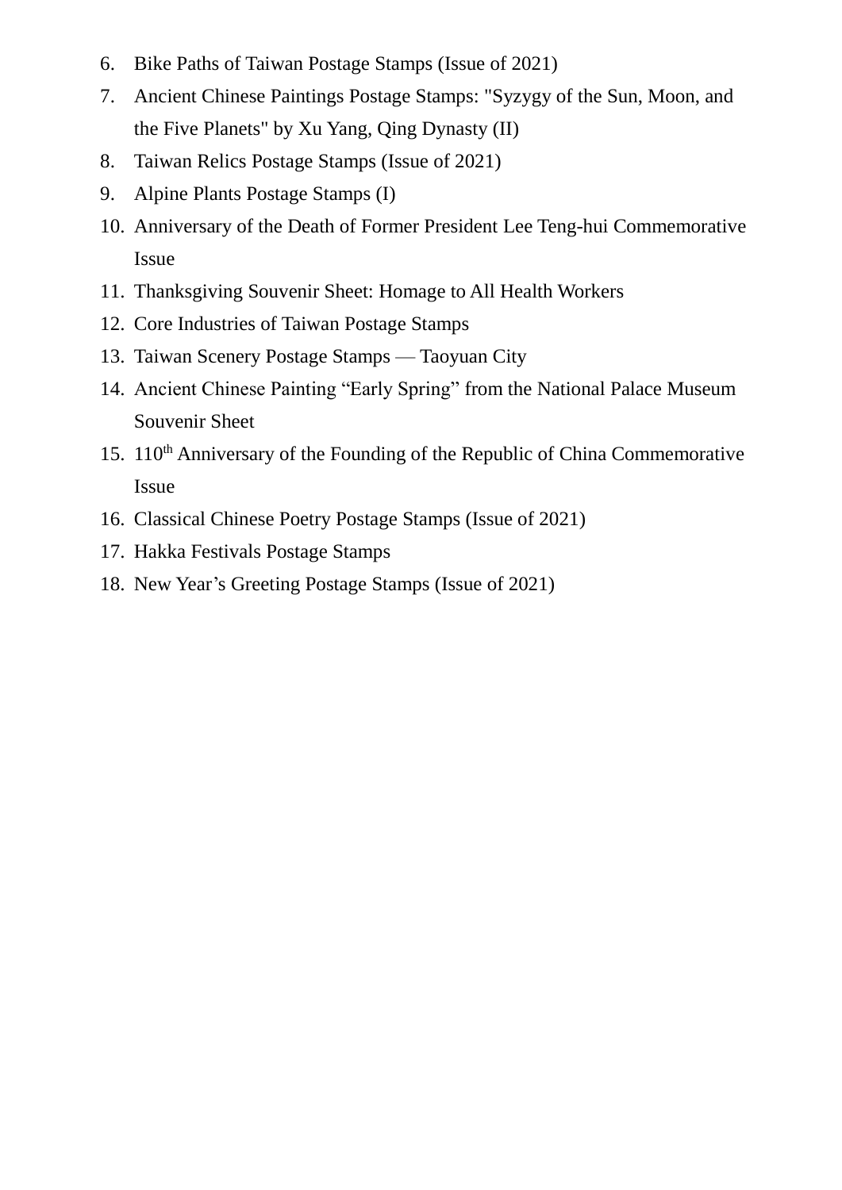6. Bike Paths of Taiwan Postage Stamps (Issue of 2021)
7. Ancient Chinese Paintings Postage Stamps: "Syzygy of the Sun, Moon, and the Five Planets" by Xu Yang, Qing Dynasty (II)
8. Taiwan Relics Postage Stamps (Issue of 2021)
9. Alpine Plants Postage Stamps (I)
10. Anniversary of the Death of Former President Lee Teng-hui Commemorative Issue
11. Thanksgiving Souvenir Sheet: Homage to All Health Workers
12. Core Industries of Taiwan Postage Stamps
13. Taiwan Scenery Postage Stamps — Taoyuan City
14. Ancient Chinese Painting “Early Spring” from the National Palace Museum Souvenir Sheet
15. 110th Anniversary of the Founding of the Republic of China Commemorative Issue
16. Classical Chinese Poetry Postage Stamps (Issue of 2021)
17. Hakka Festivals Postage Stamps
18. New Year’s Greeting Postage Stamps (Issue of 2021)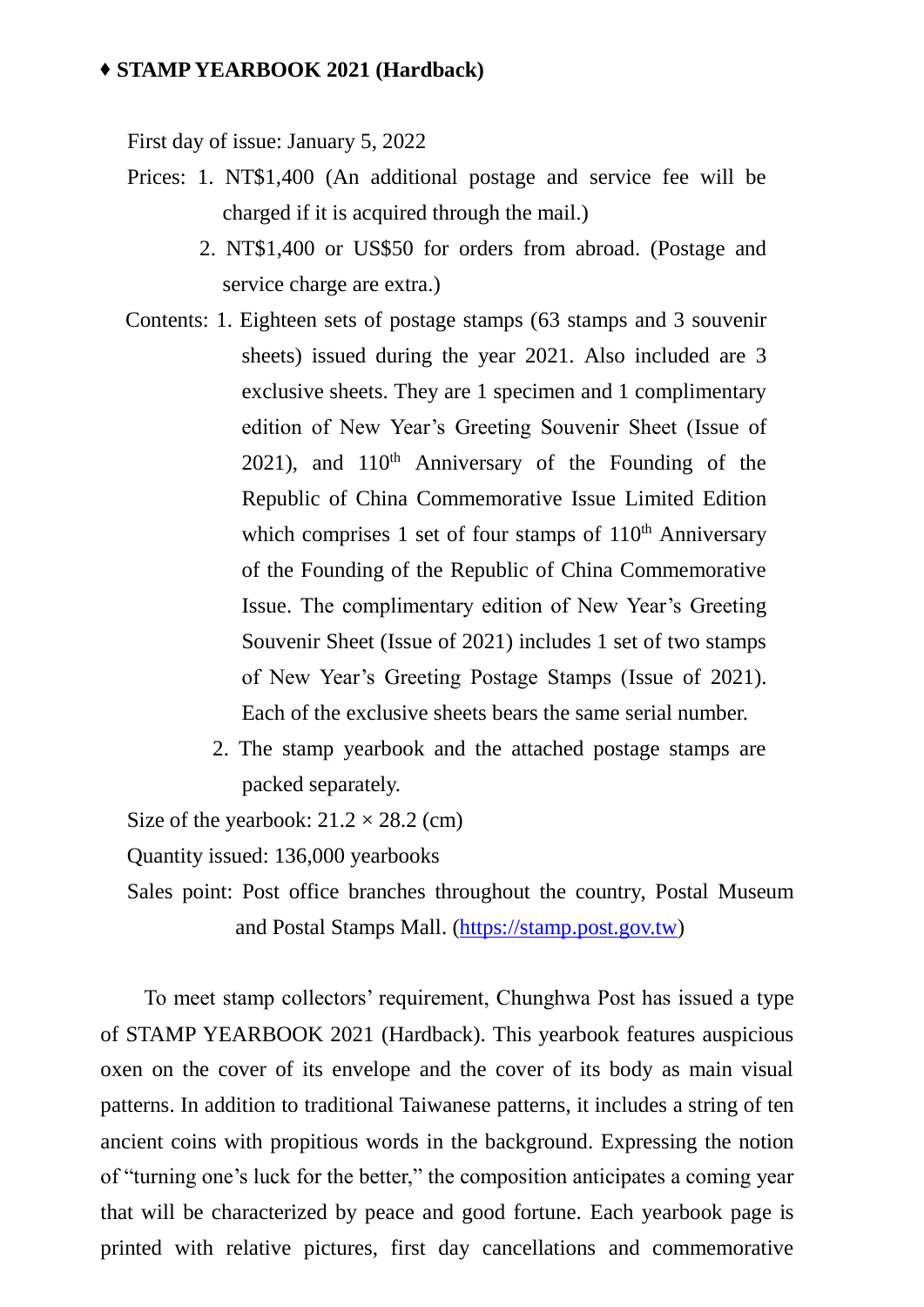♦ **STAMP YEARBOOK 2021 (Hardback)**

First day of issue: January 5, 2022

Prices: 1. NT$1,400 (An additional postage and service fee will be charged if it is acquired through the mail.)

2. NT$1,400 or US$50 for orders from abroad. (Postage and service charge are extra.)

Contents: 1. Eighteen sets of postage stamps (63 stamps and 3 souvenir sheets) issued during the year 2021. Also included are 3 exclusive sheets. They are 1 specimen and 1 complimentary edition of New Year's Greeting Souvenir Sheet (Issue of 2021), and 110th Anniversary of the Founding of the Republic of China Commemorative Issue Limited Edition which comprises 1 set of four stamps of 110th Anniversary of the Founding of the Republic of China Commemorative Issue. The complimentary edition of New Year's Greeting Souvenir Sheet (Issue of 2021) includes 1 set of two stamps of New Year's Greeting Postage Stamps (Issue of 2021). Each of the exclusive sheets bears the same serial number.

2. The stamp yearbook and the attached postage stamps are packed separately.

Size of the yearbook: 21.2 × 28.2 (cm)

Quantity issued: 136,000 yearbooks

Sales point: Post office branches throughout the country, Postal Museum and Postal Stamps Mall. (https://stamp.post.gov.tw)

To meet stamp collectors' requirement, Chunghwa Post has issued a type of STAMP YEARBOOK 2021 (Hardback). This yearbook features auspicious oxen on the cover of its envelope and the cover of its body as main visual patterns. In addition to traditional Taiwanese patterns, it includes a string of ten ancient coins with propitious words in the background. Expressing the notion of "turning one's luck for the better," the composition anticipates a coming year that will be characterized by peace and good fortune. Each yearbook page is printed with relative pictures, first day cancellations and commemorative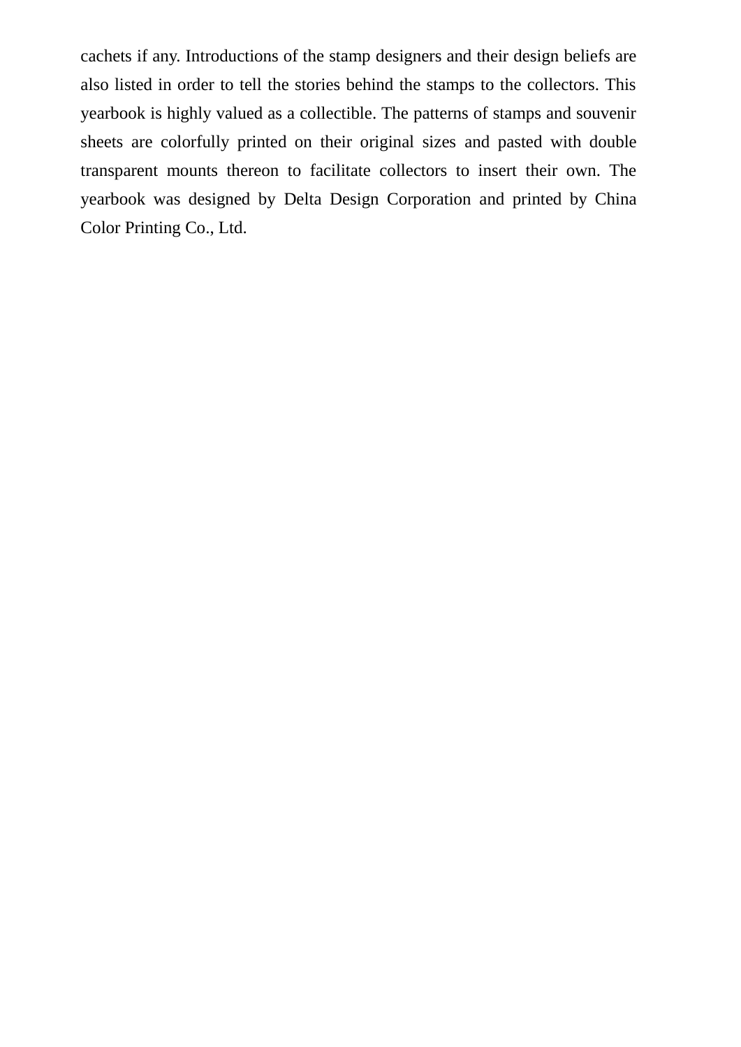cachets if any. Introductions of the stamp designers and their design beliefs are also listed in order to tell the stories behind the stamps to the collectors. This yearbook is highly valued as a collectible. The patterns of stamps and souvenir sheets are colorfully printed on their original sizes and pasted with double transparent mounts thereon to facilitate collectors to insert their own. The yearbook was designed by Delta Design Corporation and printed by China Color Printing Co., Ltd.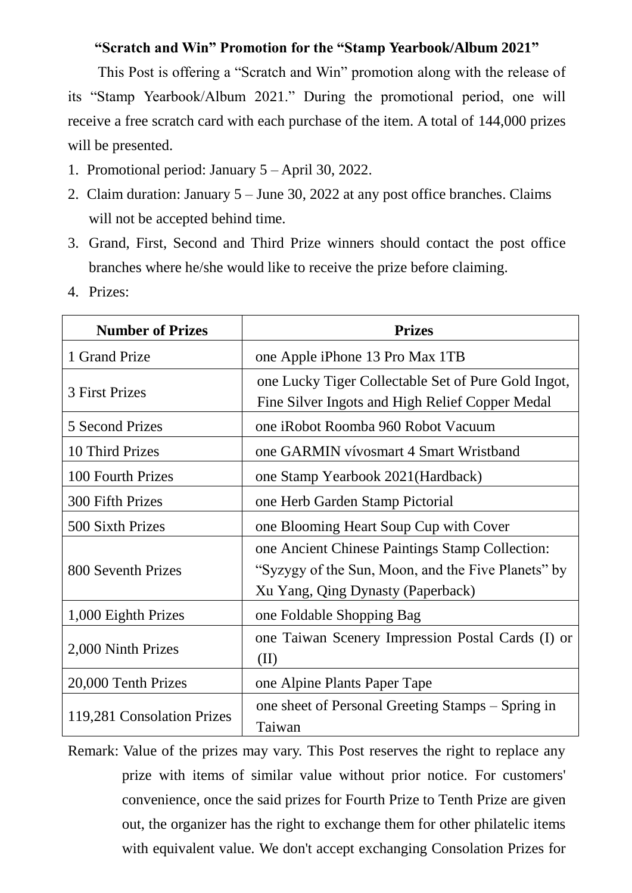## "Scratch and Win" Promotion for the "Stamp Yearbook/Album 2021"

This Post is offering a "Scratch and Win" promotion along with the release of its "Stamp Yearbook/Album 2021." During the promotional period, one will receive a free scratch card with each purchase of the item. A total of 144,000 prizes will be presented.

1. Promotional period: January 5 – April 30, 2022.
2. Claim duration: January 5 – June 30, 2022 at any post office branches. Claims will not be accepted behind time.
3. Grand, First, Second and Third Prize winners should contact the post office branches where he/she would like to receive the prize before claiming.
4. Prizes:

| Number of Prizes | Prizes |
|---|---|
| 1 Grand Prize | one Apple iPhone 13 Pro Max 1TB |
| 3 First Prizes | one Lucky Tiger Collectable Set of Pure Gold Ingot, Fine Silver Ingots and High Relief Copper Medal |
| 5 Second Prizes | one iRobot Roomba 960 Robot Vacuum |
| 10 Third Prizes | one GARMIN vívosmart 4 Smart Wristband |
| 100 Fourth Prizes | one Stamp Yearbook 2021(Hardback) |
| 300 Fifth Prizes | one Herb Garden Stamp Pictorial |
| 500 Sixth Prizes | one Blooming Heart Soup Cup with Cover |
| 800 Seventh Prizes | one Ancient Chinese Paintings Stamp Collection: "Syzygy of the Sun, Moon, and the Five Planets" by Xu Yang, Qing Dynasty (Paperback) |
| 1,000 Eighth Prizes | one Foldable Shopping Bag |
| 2,000 Ninth Prizes | one Taiwan Scenery Impression Postal Cards (I) or (II) |
| 20,000 Tenth Prizes | one Alpine Plants Paper Tape |
| 119,281 Consolation Prizes | one sheet of Personal Greeting Stamps – Spring in Taiwan |

Remark: Value of the prizes may vary. This Post reserves the right to replace any prize with items of similar value without prior notice. For customers' convenience, once the said prizes for Fourth Prize to Tenth Prize are given out, the organizer has the right to exchange them for other philatelic items with equivalent value. We don't accept exchanging Consolation Prizes for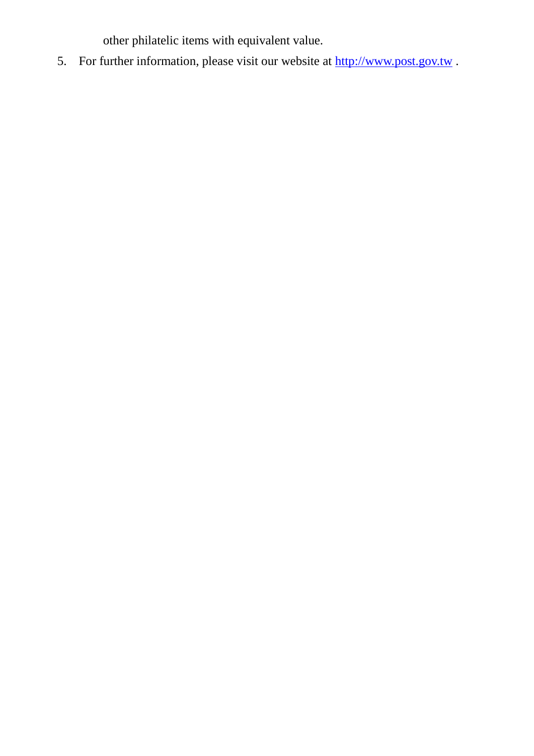other philatelic items with equivalent value.

5. For further information, please visit our website at [http://www.post.gov.tw](http://www.post.gov.tw) .